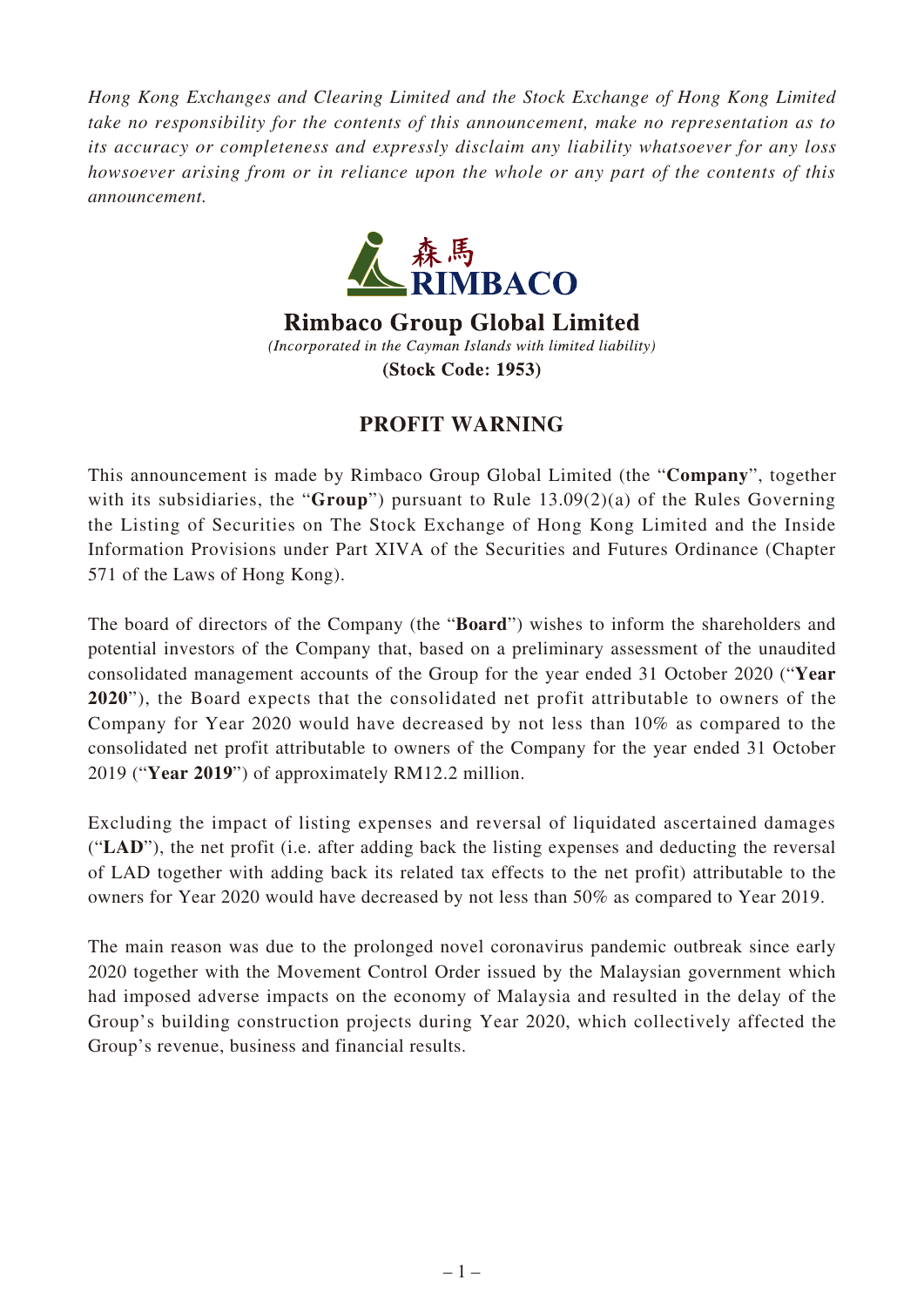*Hong Kong Exchanges and Clearing Limited and the Stock Exchange of Hong Kong Limited take no responsibility for the contents of this announcement, make no representation as to its accuracy or completeness and expressly disclaim any liability whatsoever for any loss howsoever arising from or in reliance upon the whole or any part of the contents of this announcement.*

森馬
RIMBACO

**Rimbaco Group Global Limited**
*(Incorporated in the Cayman Islands with limited liability)*
**(Stock Code: 1953)**

## PROFIT WARNING

This announcement is made by Rimbaco Group Global Limited (the "**Company**", together with its subsidiaries, the "**Group**") pursuant to Rule 13.09(2)(a) of the Rules Governing the Listing of Securities on The Stock Exchange of Hong Kong Limited and the Inside Information Provisions under Part XIVA of the Securities and Futures Ordinance (Chapter 571 of the Laws of Hong Kong).

The board of directors of the Company (the "**Board**") wishes to inform the shareholders and potential investors of the Company that, based on a preliminary assessment of the unaudited consolidated management accounts of the Group for the year ended 31 October 2020 ("**Year 2020**"), the Board expects that the consolidated net profit attributable to owners of the Company for Year 2020 would have decreased by not less than 10% as compared to the consolidated net profit attributable to owners of the Company for the year ended 31 October 2019 ("**Year 2019**") of approximately RM12.2 million.

Excluding the impact of listing expenses and reversal of liquidated ascertained damages ("**LAD**"), the net profit (i.e. after adding back the listing expenses and deducting the reversal of LAD together with adding back its related tax effects to the net profit) attributable to the owners for Year 2020 would have decreased by not less than 50% as compared to Year 2019.

The main reason was due to the prolonged novel coronavirus pandemic outbreak since early 2020 together with the Movement Control Order issued by the Malaysian government which had imposed adverse impacts on the economy of Malaysia and resulted in the delay of the Group's building construction projects during Year 2020, which collectively affected the Group's revenue, business and financial results.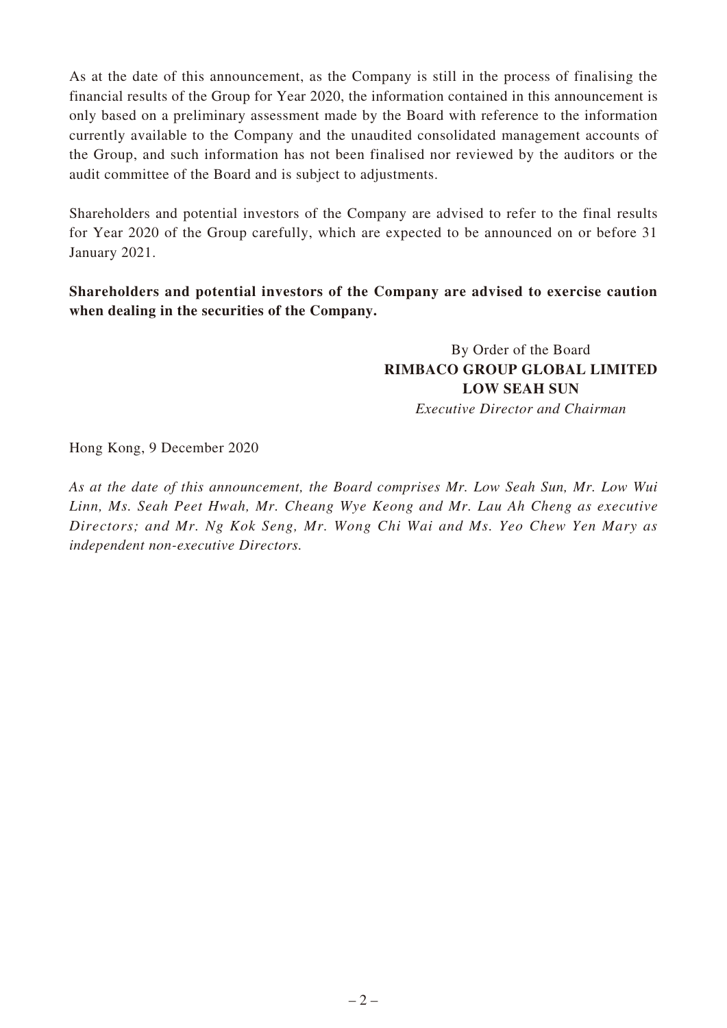As at the date of this announcement, as the Company is still in the process of finalising the financial results of the Group for Year 2020, the information contained in this announcement is only based on a preliminary assessment made by the Board with reference to the information currently available to the Company and the unaudited consolidated management accounts of the Group, and such information has not been finalised nor reviewed by the auditors or the audit committee of the Board and is subject to adjustments.

Shareholders and potential investors of the Company are advised to refer to the final results for Year 2020 of the Group carefully, which are expected to be announced on or before 31 January 2021.

**Shareholders and potential investors of the Company are advised to exercise caution when dealing in the securities of the Company.**

By Order of the Board
**RIMBACO GROUP GLOBAL LIMITED**
**LOW SEAH SUN**
*Executive Director and Chairman*

Hong Kong, 9 December 2020

*As at the date of this announcement, the Board comprises Mr. Low Seah Sun, Mr. Low Wui Linn, Ms. Seah Peet Hwah, Mr. Cheang Wye Keong and Mr. Lau Ah Cheng as executive Directors; and Mr. Ng Kok Seng, Mr. Wong Chi Wai and Ms. Yeo Chew Yen Mary as independent non-executive Directors.*